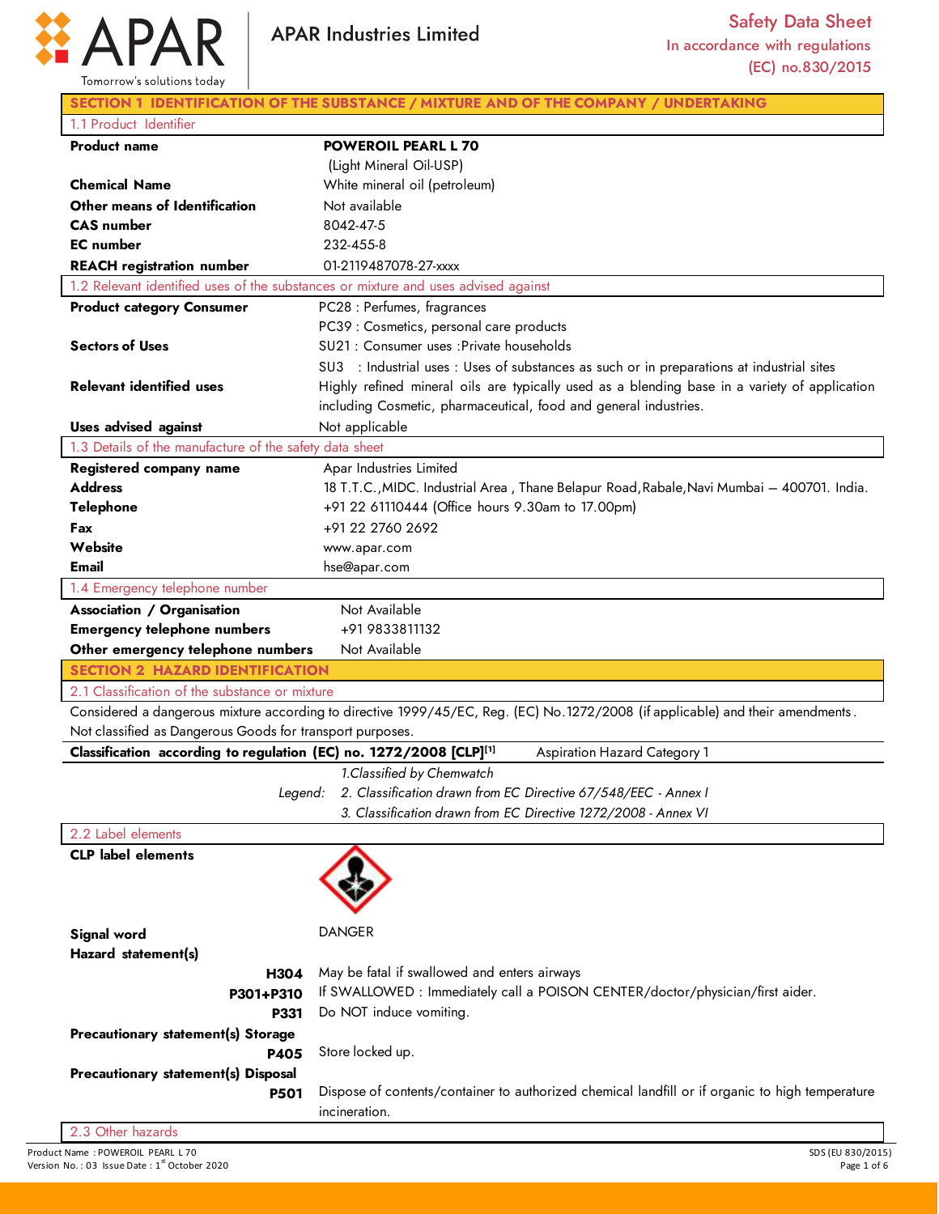**APAR Industries Limited**

**Safety Data Sheet**
In accordance with regulations (EC) no.830/2015

## SECTION 1 IDENTIFICATION OF THE SUBSTANCE / MIXTURE AND OF THE COMPANY / UNDERTAKING

### 1.1 Product Identifier

| | |
|---|---|
| **Product name** | **POWEROIL PEARL L 70** (Light Mineral Oil-USP) |
| **Chemical Name** | White mineral oil (petroleum) |
| **Other means of Identification** | Not available |
| **CAS number** | 8042-47-5 |
| **EC number** | 232-455-8 |
| **REACH registration number** | 01-2119487078-27-xxxx |

### 1.2 Relevant identified uses of the substances or mixture and uses advised against

| | |
|---|---|
| **Product category Consumer** | PC28 : Perfumes, fragrances<br>PC39 : Cosmetics, personal care products |
| **Sectors of Uses** | SU21 : Consumer uses :Private households<br>SU3 : Industrial uses : Uses of substances as such or in preparations at industrial sites |
| **Relevant identified uses** | Highly refined mineral oils are typically used as a blending base in a variety of application including Cosmetic, pharmaceutical, food and general industries. |
| **Uses advised against** | Not applicable |

### 1.3 Details of the manufacture of the safety data sheet

| | |
|---|---|
| **Registered company name** | Apar Industries Limited |
| **Address** | 18 T.T.C.,MIDC. Industrial Area , Thane Belapur Road,Rabale,Navi Mumbai – 400701. India. |
| **Telephone** | +91 22 61110444 (Office hours 9.30am to 17.00pm) |
| **Fax** | +91 22 2760 2692 |
| **Website** | www.apar.com |
| **Email** | hse@apar.com |

### 1.4 Emergency telephone number

| | |
|---|---|
| **Association / Organisation** | Not Available |
| **Emergency telephone numbers** | +91 9833811132 |
| **Other emergency telephone numbers** | Not Available |

## SECTION 2 HAZARD IDENTIFICATION

### 2.1 Classification of the substance or mixture

Considered a dangerous mixture according to directive 1999/45/EC, Reg. (EC) No.1272/2008 (if applicable) and their amendments.
Not classified as Dangerous Goods for transport purposes.

| | |
|---|---|
| **Classification according to regulation (EC) no. 1272/2008 [CLP][1]** | Aspiration Hazard Category 1 |

*Legend:*
*1.Classified by Chemwatch*
*2. Classification drawn from EC Directive 67/548/EEC - Annex I*
*3. Classification drawn from EC Directive 1272/2008 - Annex VI*

### 2.2 Label elements

**CLP label elements**

**Signal word** DANGER

**Hazard statement(s)**

| | |
|---|---|
| **H304** | May be fatal if swallowed and enters airways |
| **P301+P310** | If SWALLOWED : Immediately call a POISON CENTER/doctor/physician/first aider. |
| **P331** | Do NOT induce vomiting. |

**Precautionary statement(s) Storage**

| | |
|---|---|
| **P405** | Store locked up. |

**Precautionary statement(s) Disposal**

| | |
|---|---|
| **P501** | Dispose of contents/container to authorized chemical landfill or if organic to high temperature incineration. |

### 2.3 Other hazards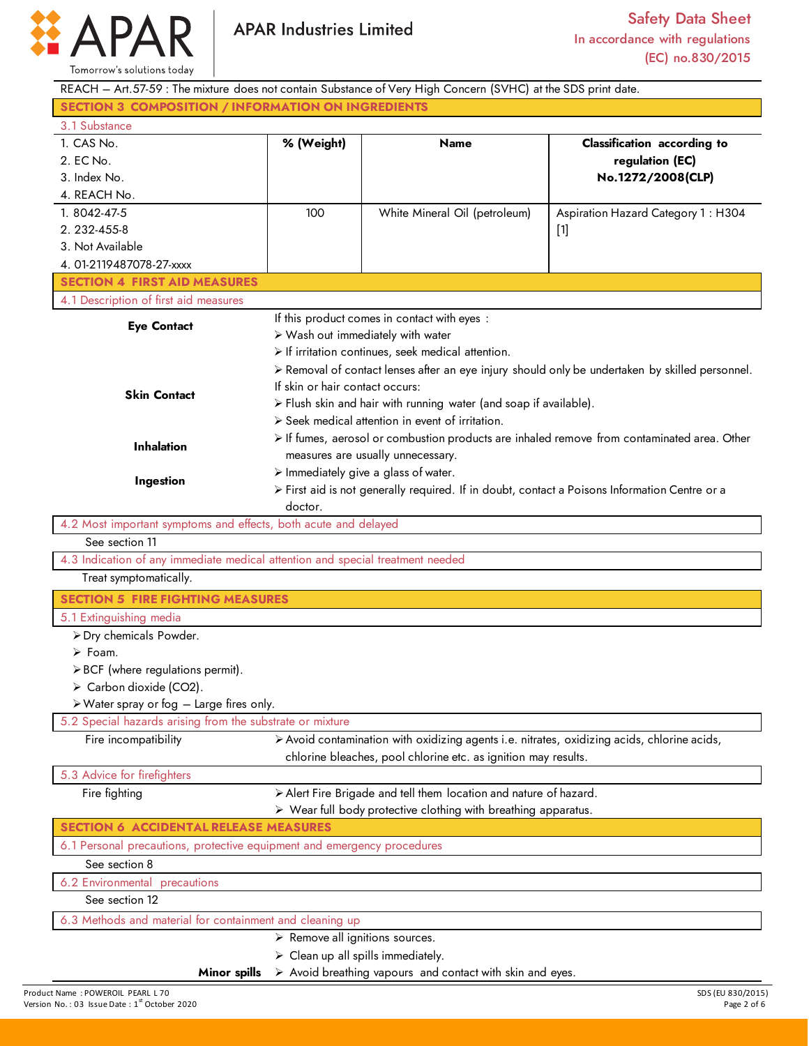REACH – Art.57-59 : The mixture does not contain Substance of Very High Concern (SVHC) at the SDS print date.

## SECTION 3 COMPOSITION / INFORMATION ON INGREDIENTS

### 3.1 Substance

| 1. CAS No.<br>2. EC No.<br>3. Index No.<br>4. REACH No. | % (Weight) | Name | Classification according to regulation (EC) No.1272/2008(CLP) |
|---|---|---|---|
| 1. 8042-47-5<br>2. 232-455-8<br>3. Not Available<br>4. 01-2119487078-27-xxxx | 100 | White Mineral Oil (petroleum) | Aspiration Hazard Category 1 : H304 [1] |

## SECTION 4 FIRST AID MEASURES

### 4.1 Description of first aid measures

**Eye Contact**

If this product comes in contact with eyes :
- Wash out immediately with water
- If irritation continues, seek medical attention.
- Removal of contact lenses after an eye injury should only be undertaken by skilled personnel.

**Skin Contact**

If skin or hair contact occurs:
- Flush skin and hair with running water (and soap if available).
- Seek medical attention in event of irritation.

**Inhalation**

- If fumes, aerosol or combustion products are inhaled remove from contaminated area. Other measures are usually unnecessary.

**Ingestion**

- Immediately give a glass of water.
- First aid is not generally required. If in doubt, contact a Poisons Information Centre or a doctor.

### 4.2 Most important symptoms and effects, both acute and delayed

See section 11

### 4.3 Indication of any immediate medical attention and special treatment needed

Treat symptomatically.

## SECTION 5 FIRE FIGHTING MEASURES

### 5.1 Extinguishing media

- Dry chemicals Powder.
- Foam.
- BCF (where regulations permit).
- Carbon dioxide ($CO_2$).
- Water spray or fog – Large fires only.

### 5.2 Special hazards arising from the substrate or mixture

Fire incompatibility
- Avoid contamination with oxidizing agents i.e. nitrates, oxidizing acids, chlorine acids, chlorine bleaches, pool chlorine etc. as ignition may results.

### 5.3 Advice for firefighters

Fire fighting
- Alert Fire Brigade and tell them location and nature of hazard.
- Wear full body protective clothing with breathing apparatus.

## SECTION 6 ACCIDENTAL RELEASE MEASURES

### 6.1 Personal precautions, protective equipment and emergency procedures

See section 8

### 6.2 Environmental precautions

See section 12

### 6.3 Methods and material for containment and cleaning up

**Minor spills**
- Remove all ignitions sources.
- Clean up all spills immediately.
- Avoid breathing vapours and contact with skin and eyes.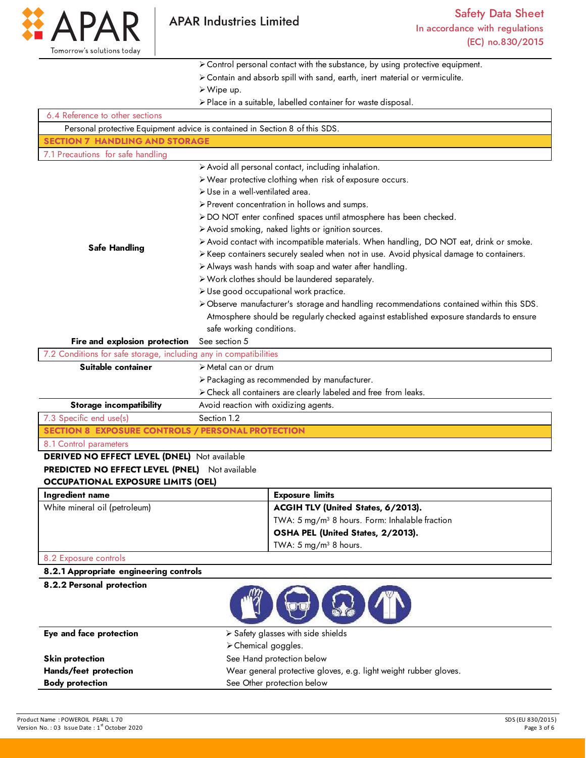- Control personal contact with the substance, by using protective equipment.
- Contain and absorb spill with sand, earth, inert material or vermiculite.
- Wipe up.
- Place in a suitable, labelled container for waste disposal.

**6.4 Reference to other sections**

Personal protective Equipment advice is contained in Section 8 of this SDS.

## SECTION 7 HANDLING AND STORAGE

**7.1 Precautions for safe handling**

**Safe Handling**

- Avoid all personal contact, including inhalation.
- Wear protective clothing when risk of exposure occurs.
- Use in a well-ventilated area.
- Prevent concentration in hollows and sumps.
- DO NOT enter confined spaces until atmosphere has been checked.
- Avoid smoking, naked lights or ignition sources.
- Avoid contact with incompatible materials. When handling, DO NOT eat, drink or smoke.
- Keep containers securely sealed when not in use. Avoid physical damage to containers.
- Always wash hands with soap and water after handling.
- Work clothes should be laundered separately.
- Use good occupational work practice.
- Observe manufacturer's storage and handling recommendations contained within this SDS. Atmosphere should be regularly checked against established exposure standards to ensure safe working conditions.

**Fire and explosion protection** See section 5

**7.2 Conditions for safe storage, including any in compatibilities**

**Suitable container**

- Metal can or drum
- Packaging as recommended by manufacturer.
- Check all containers are clearly labeled and free from leaks.

**Storage incompatibility** Avoid reaction with oxidizing agents.

**7.3 Specific end use(s)** Section 1.2

## SECTION 8 EXPOSURE CONTROLS / PERSONAL PROTECTION

**8.1 Control parameters**

**DERIVED NO EFFECT LEVEL (DNEL)** Not available

**PREDICTED NO EFFECT LEVEL (PNEL)** Not available

**OCCUPATIONAL EXPOSURE LIMITS (OEL)**

| Ingredient name | Exposure limits |
|---|---|
| White mineral oil (petroleum) | **ACGIH TLV (United States, 6/2013).**<br>TWA: 5 mg/m³ 8 hours. Form: Inhalable fraction<br>**OSHA PEL (United States, 2/2013).**<br>TWA: 5 mg/m³ 8 hours. |

**8.2 Exposure controls**

**8.2.1 Appropriate engineering controls**

**8.2.2 Personal protection**

**Eye and face protection**
- Safety glasses with side shields
- Chemical goggles.

**Skin protection** See Hand protection below

**Hands/feet protection** Wear general protective gloves, e.g. light weight rubber gloves.

**Body protection** See Other protection below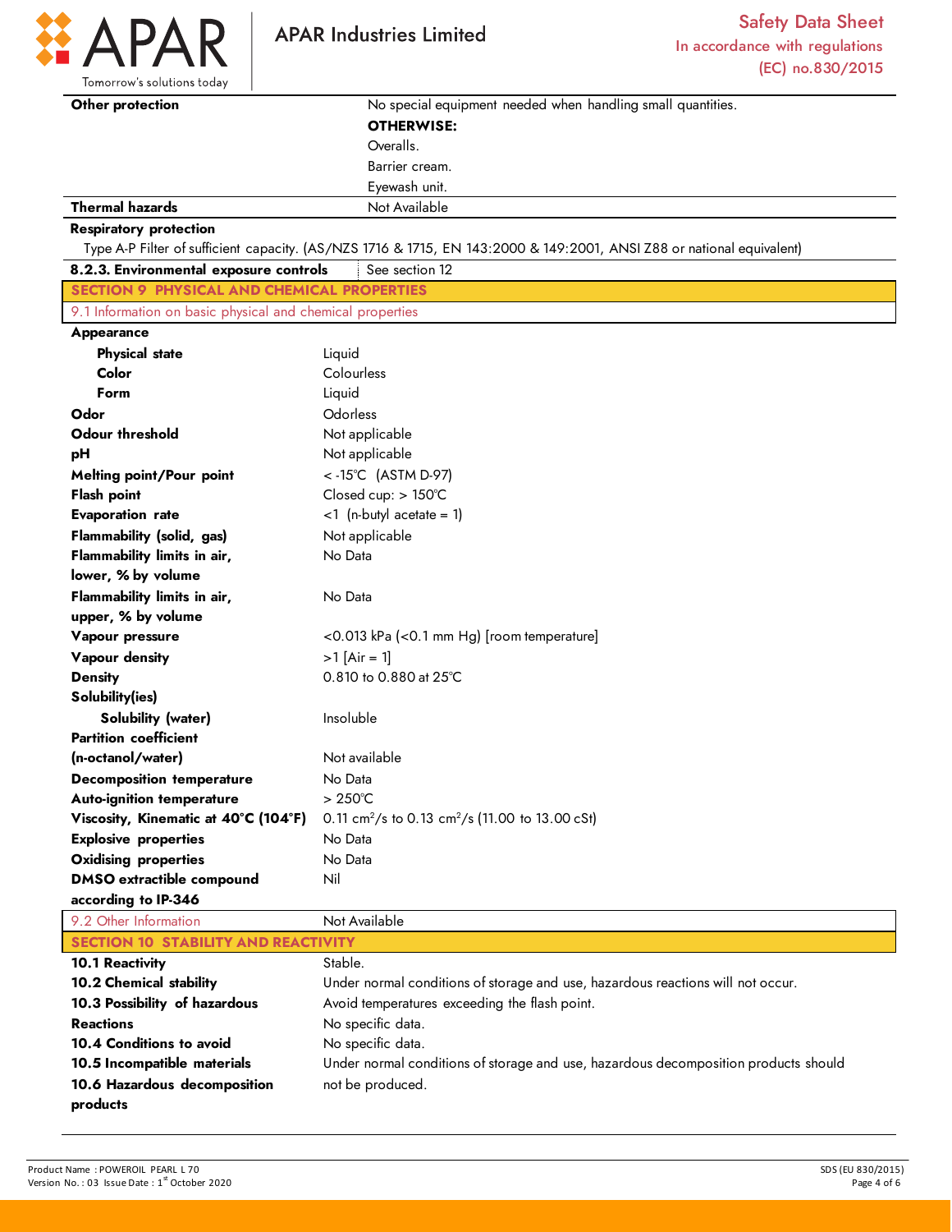| | |
|---|---|
| **Other protection** | No special equipment needed when handling small quantities.<br>**OTHERWISE:**<br>Overalls.<br>Barrier cream.<br>Eyewash unit. |
| **Thermal hazards** | Not Available |

**Respiratory protection**

Type A-P Filter of sufficient capacity. (AS/NZS 1716 & 1715, EN 143:2000 & 149:2001, ANSI Z88 or national equivalent)

| | |
|---|---|
| **8.2.3. Environmental exposure controls** | See section 12 |

## SECTION 9 PHYSICAL AND CHEMICAL PROPERTIES

### 9.1 Information on basic physical and chemical properties

| | |
|---|---|
| **Appearance** | |
| **Physical state** | Liquid |
| **Color** | Colourless |
| **Form** | Liquid |
| **Odor** | Odorless |
| **Odour threshold** | Not applicable |
| **pH** | Not applicable |
| **Melting point/Pour point** | < -15°C (ASTM D-97) |
| **Flash point** | Closed cup: > 150°C |
| **Evaporation rate** | <1 (n-butyl acetate = 1) |
| **Flammability (solid, gas)** | Not applicable |
| **Flammability limits in air, lower, % by volume** | No Data |
| **Flammability limits in air, upper, % by volume** | No Data |
| **Vapour pressure** | <0.013 kPa (<0.1 mm Hg) [room temperature] |
| **Vapour density** | >1 [Air = 1] |
| **Density** | 0.810 to 0.880 at 25°C |
| **Solubility(ies)** | |
| **Solubility (water)** | Insoluble |
| **Partition coefficient (n-octanol/water)** | Not available |
| **Decomposition temperature** | No Data |
| **Auto-ignition temperature** | > 250°C |
| **Viscosity, Kinematic at 40°C (104°F)** | 0.11 $cm^2/s$ to 0.13 $cm^2/s$ (11.00 to 13.00 cSt) |
| **Explosive properties** | No Data |
| **Oxidising properties** | No Data |
| **DMSO extractible compound according to IP-346** | Nil |
| 9.2 Other Information | Not Available |

## SECTION 10 STABILITY AND REACTIVITY

| | |
|---|---|
| **10.1 Reactivity** | Stable. |
| **10.2 Chemical stability** | Under normal conditions of storage and use, hazardous reactions will not occur. |
| **10.3 Possibility of hazardous Reactions** | Avoid temperatures exceeding the flash point. |
| **10.4 Conditions to avoid** | No specific data. |
| **10.5 Incompatible materials** | No specific data. |
| **10.6 Hazardous decomposition products** | Under normal conditions of storage and use, hazardous decomposition products should not be produced. |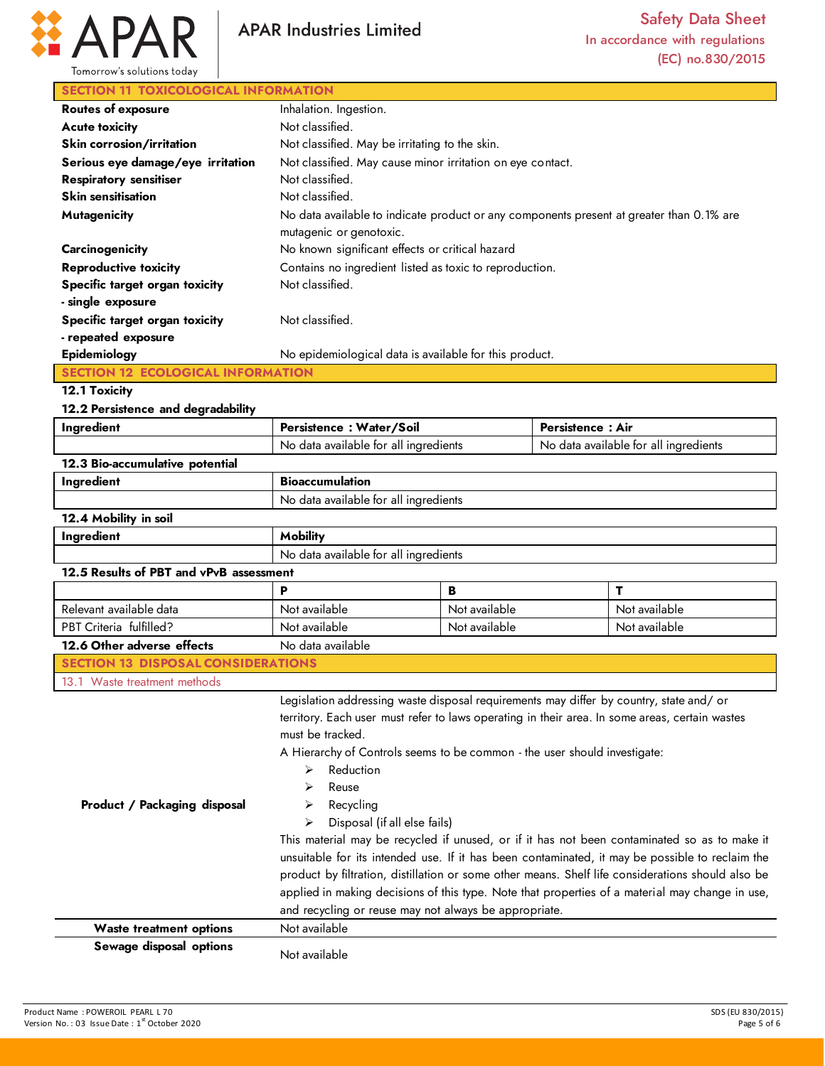## SECTION 11 TOXICOLOGICAL INFORMATION

| | |
|---|---|
| **Routes of exposure** | Inhalation. Ingestion. |
| **Acute toxicity** | Not classified. |
| **Skin corrosion/irritation** | Not classified. May be irritating to the skin. |
| **Serious eye damage/eye irritation** | Not classified. May cause minor irritation on eye contact. |
| **Respiratory sensitiser** | Not classified. |
| **Skin sensitisation** | Not classified. |
| **Mutagenicity** | No data available to indicate product or any components present at greater than 0.1% are mutagenic or genotoxic. |
| **Carcinogenicity** | No known significant effects or critical hazard |
| **Reproductive toxicity** | Contains no ingredient listed as toxic to reproduction. |
| **Specific target organ toxicity - single exposure** | Not classified. |
| **Specific target organ toxicity - repeated exposure** | Not classified. |
| **Epidemiology** | No epidemiological data is available for this product. |

## SECTION 12 ECOLOGICAL INFORMATION

### 12.1 Toxicity

### 12.2 Persistence and degradability

| Ingredient | Persistence : Water/Soil | Persistence : Air |
|---|---|---|
| | No data available for all ingredients | No data available for all ingredients |

### 12.3 Bio-accumulative potential

| Ingredient | Bioaccumulation |
|---|---|
| | No data available for all ingredients |

### 12.4 Mobility in soil

| Ingredient | Mobility |
|---|---|
| | No data available for all ingredients |

### 12.5 Results of PBT and vPvB assessment

| | P | B | T |
|---|---|---|---|
| Relevant available data | Not available | Not available | Not available |
| PBT Criteria fulfilled? | Not available | Not available | Not available |

**12.6 Other adverse effects** No data available

## SECTION 13 DISPOSAL CONSIDERATIONS

### 13.1 Waste treatment methods

**Product / Packaging disposal**

Legislation addressing waste disposal requirements may differ by country, state and/ or territory. Each user must refer to laws operating in their area. In some areas, certain wastes must be tracked.

A Hierarchy of Controls seems to be common - the user should investigate:

- Reduction
- Reuse
- Recycling
- Disposal (if all else fails)

This material may be recycled if unused, or if it has not been contaminated so as to make it unsuitable for its intended use. If it has been contaminated, it may be possible to reclaim the product by filtration, distillation or some other means. Shelf life considerations should also be applied in making decisions of this type. Note that properties of a material may change in use, and recycling or reuse may not always be appropriate.

| | |
|---|---|
| **Waste treatment options** | Not available |
| **Sewage disposal options** | Not available |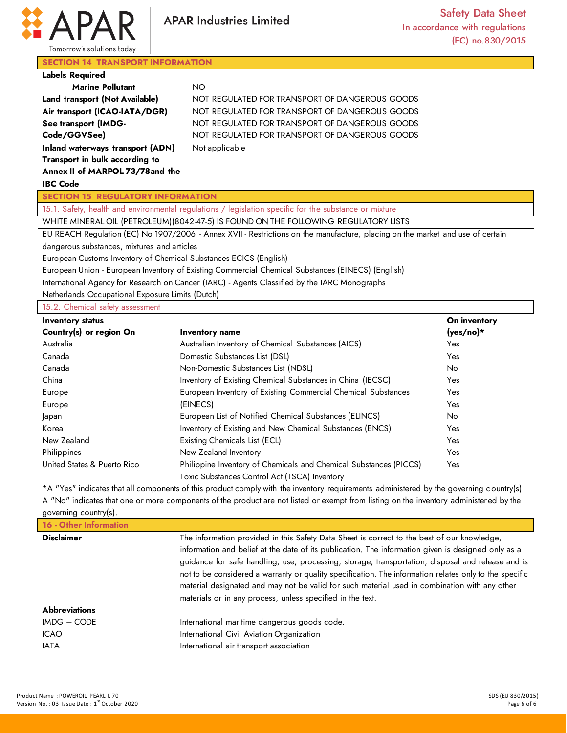## SECTION 14 TRANSPORT INFORMATION

**Labels Required**

| | |
|---|---|
| **Marine Pollutant** | NO |
| **Land transport (Not Available)** | NOT REGULATED FOR TRANSPORT OF DANGEROUS GOODS |
| **Air transport (ICAO-IATA/DGR)** | NOT REGULATED FOR TRANSPORT OF DANGEROUS GOODS |
| **See transport (IMDG-Code/GGVSee)** | NOT REGULATED FOR TRANSPORT OF DANGEROUS GOODS |
| | NOT REGULATED FOR TRANSPORT OF DANGEROUS GOODS |
| **Inland waterways transport (ADN)** | Not applicable |
| **Transport in bulk according to Annex II of MARPOL 73/78and the IBC Code** | |

## SECTION 15 REGULATORY INFORMATION

### 15.1. Safety, health and environmental regulations / legislation specific for the substance or mixture

WHITE MINERAL OIL (PETROLEUM)(8042-47-5) IS FOUND ON THE FOLLOWING REGULATORY LISTS

EU REACH Regulation (EC) No 1907/2006 - Annex XVII - Restrictions on the manufacture, placing on the market and use of certain dangerous substances, mixtures and articles

European Customs Inventory of Chemical Substances ECICS (English)

European Union - European Inventory of Existing Commercial Chemical Substances (EINECS) (English)

International Agency for Research on Cancer (IARC) - Agents Classified by the IARC Monographs

Netherlands Occupational Exposure Limits (Dutch)

### 15.2. Chemical safety assessment

**Inventory status**

| Country(s) or region On | Inventory name | On inventory (yes/no)* |
|---|---|---|
| Australia | Australian Inventory of Chemical Substances (AICS) | Yes |
| Canada | Domestic Substances List (DSL) | Yes |
| Canada | Non-Domestic Substances List (NDSL) | No |
| China | Inventory of Existing Chemical Substances in China (IECSC) | Yes |
| Europe | European Inventory of Existing Commercial Chemical Substances | Yes |
| Europe | (EINECS) | Yes |
| Japan | European List of Notified Chemical Substances (ELINCS) | No |
| Korea | Inventory of Existing and New Chemical Substances (ENCS) | Yes |
| New Zealand | Existing Chemicals List (ECL) | Yes |
| Philippines | New Zealand Inventory | Yes |
| United States & Puerto Rico | Philippine Inventory of Chemicals and Chemical Substances (PICCS) | Yes |
| | Toxic Substances Control Act (TSCA) Inventory | |

*A "Yes" indicates that all components of this product comply with the inventory requirements administered by the governing country(s)
A "No" indicates that one or more components of the product are not listed or exempt from listing on the inventory administered by the governing country(s).

## 16 - Other Information

**Disclaimer**

The information provided in this Safety Data Sheet is correct to the best of our knowledge, information and belief at the date of its publication. The information given is designed only as a guidance for safe handling, use, processing, storage, transportation, disposal and release and is not to be considered a warranty or quality specification. The information relates only to the specific material designated and may not be valid for such material used in combination with any other materials or in any process, unless specified in the text.

**Abbreviations**

| | |
|---|---|
| IMDG – CODE | International maritime dangerous goods code. |
| ICAO | International Civil Aviation Organization |
| IATA | International air transport association |